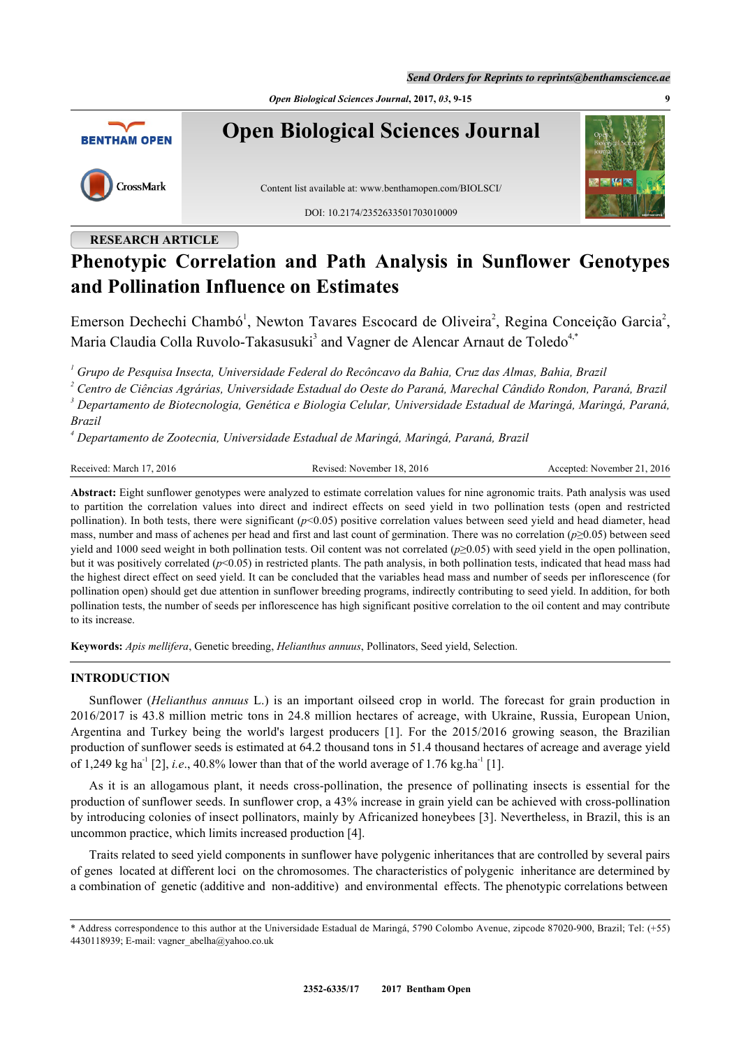RESEARCH ARTICLE

# Phenotypic Correlation and Path Analysis in Sunflower Genotypes and Pollination Influence on Estimates

Emerson Dechechi Chambó[1], Newton Tavares Escocard de Oliveira[2], Regina Conceição Garcia[2], Maria Claudia Colla Ruvolo-Takasusuki[3] and Vagner de Alencar Arnaut de Toledo[4,*]

[1] *Grupo de Pesquisa Insecta, Universidade Federal do Recôncavo da Bahia, Cruz das Almas, Bahia, Brazil*
[2] *Centro de Ciências Agrárias, Universidade Estadual do Oeste do Paraná, Marechal Cândido Rondon, Paraná, Brazil*
[3] *Departamento de Biotecnologia, Genética e Biologia Celular, Universidade Estadual de Maringá, Maringá, Paraná, Brazil*
[4] *Departamento de Zootecnia, Universidade Estadual de Maringá, Maringá, Paraná, Brazil*

Received: March 17, 2016 Revised: November 18, 2016 Accepted: November 21, 2016

**Abstract:** Eight sunflower genotypes were analyzed to estimate correlation values for nine agronomic traits. Path analysis was used to partition the correlation values into direct and indirect effects on seed yield in two pollination tests (open and restricted pollination). In both tests, there were significant ($p<0.05$) positive correlation values between seed yield and head diameter, head mass, number and mass of achenes per head and first and last count of germination. There was no correlation ($p\geq0.05$) between seed yield and 1000 seed weight in both pollination tests. Oil content was not correlated ($p\geq0.05$) with seed yield in the open pollination, but it was positively correlated ($p<0.05$) in restricted plants. The path analysis, in both pollination tests, indicated that head mass had the highest direct effect on seed yield. It can be concluded that the variables head mass and number of seeds per inflorescence (for pollination open) should get due attention in sunflower breeding programs, indirectly contributing to seed yield. In addition, for both pollination tests, the number of seeds per inflorescence has high significant positive correlation to the oil content and may contribute to its increase.

**Keywords:** *Apis mellifera*, Genetic breeding, *Helianthus annuus*, Pollinators, Seed yield, Selection.

## INTRODUCTION

Sunflower (*Helianthus annuus* L.) is an important oilseed crop in world. The forecast for grain production in 2016/2017 is 43.8 million metric tons in 24.8 million hectares of acreage, with Ukraine, Russia, European Union, Argentina and Turkey being the world's largest producers [1]. For the 2015/2016 growing season, the Brazilian production of sunflower seeds is estimated at 64.2 thousand tons in 51.4 thousand hectares of acreage and average yield of 1,249 kg ha$^{-1}$ [2], *i.e*., 40.8% lower than that of the world average of 1.76 kg.ha$^{-1}$ [1].

As it is an allogamous plant, it needs cross-pollination, the presence of pollinating insects is essential for the production of sunflower seeds. In sunflower crop, a 43% increase in grain yield can be achieved with cross-pollination by introducing colonies of insect pollinators, mainly by Africanized honeybees [3]. Nevertheless, in Brazil, this is an uncommon practice, which limits increased production [4].

Traits related to seed yield components in sunflower have polygenic inheritances that are controlled by several pairs of genes located at different loci on the chromosomes. The characteristics of polygenic inheritance are determined by a combination of genetic (additive and non-additive) and environmental effects. The phenotypic correlations between

* Address correspondence to this author at the Universidade Estadual de Maringá, 5790 Colombo Avenue, zipcode 87020-900, Brazil; Tel: (+55) 4430118939; E-mail: vagner_abelha@yahoo.co.uk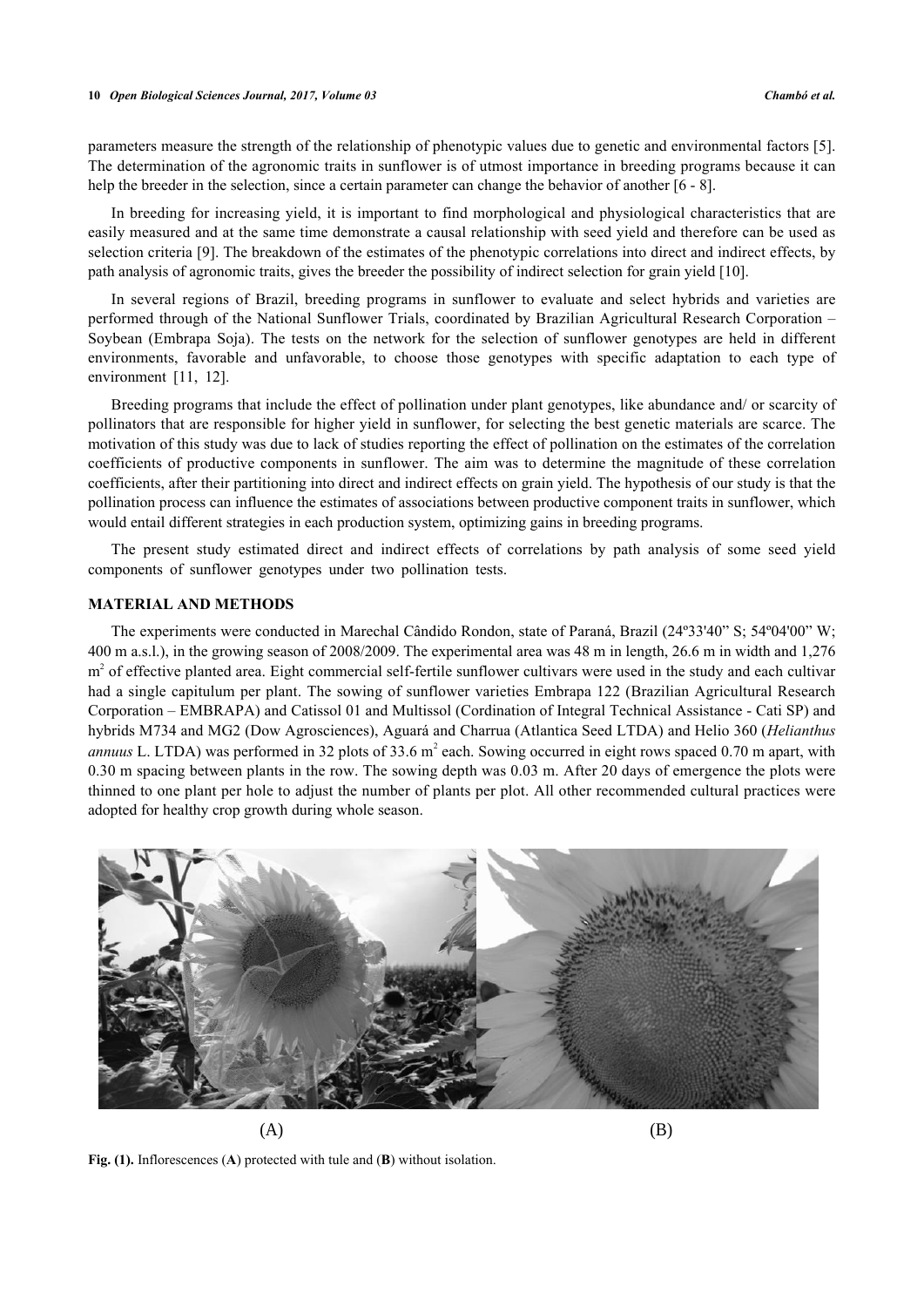parameters measure the strength of the relationship of phenotypic values due to genetic and environmental factors [5]. The determination of the agronomic traits in sunflower is of utmost importance in breeding programs because it can help the breeder in the selection, since a certain parameter can change the behavior of another [6 - 8].

In breeding for increasing yield, it is important to find morphological and physiological characteristics that are easily measured and at the same time demonstrate a causal relationship with seed yield and therefore can be used as selection criteria [9]. The breakdown of the estimates of the phenotypic correlations into direct and indirect effects, by path analysis of agronomic traits, gives the breeder the possibility of indirect selection for grain yield [10].

In several regions of Brazil, breeding programs in sunflower to evaluate and select hybrids and varieties are performed through of the National Sunflower Trials, coordinated by Brazilian Agricultural Research Corporation – Soybean (Embrapa Soja). The tests on the network for the selection of sunflower genotypes are held in different environments, favorable and unfavorable, to choose those genotypes with specific adaptation to each type of environment [11, 12].

Breeding programs that include the effect of pollination under plant genotypes, like abundance and/ or scarcity of pollinators that are responsible for higher yield in sunflower, for selecting the best genetic materials are scarce. The motivation of this study was due to lack of studies reporting the effect of pollination on the estimates of the correlation coefficients of productive components in sunflower. The aim was to determine the magnitude of these correlation coefficients, after their partitioning into direct and indirect effects on grain yield. The hypothesis of our study is that the pollination process can influence the estimates of associations between productive component traits in sunflower, which would entail different strategies in each production system, optimizing gains in breeding programs.

The present study estimated direct and indirect effects of correlations by path analysis of some seed yield components of sunflower genotypes under two pollination tests.

## MATERIAL AND METHODS

The experiments were conducted in Marechal Cândido Rondon, state of Paraná, Brazil (24º33'40" S; 54º04'00" W; 400 m a.s.l.), in the growing season of 2008/2009. The experimental area was 48 m in length, 26.6 m in width and 1,276 $m^2$ of effective planted area. Eight commercial self-fertile sunflower cultivars were used in the study and each cultivar had a single capitulum per plant. The sowing of sunflower varieties Embrapa 122 (Brazilian Agricultural Research Corporation – EMBRAPA) and Catissol 01 and Multissol (Cordination of Integral Technical Assistance - Cati SP) and hybrids M734 and MG2 (Dow Agrosciences), Aguará and Charrua (Atlantica Seed LTDA) and Helio 360 (*Helianthus annuus* L. LTDA) was performed in 32 plots of 33.6 $m^2$ each. Sowing occurred in eight rows spaced 0.70 m apart, with 0.30 m spacing between plants in the row. The sowing depth was 0.03 m. After 20 days of emergence the plots were thinned to one plant per hole to adjust the number of plants per plot. All other recommended cultural practices were adopted for healthy crop growth during whole season.

(A) (B)

**Fig. (1).** Inflorescences (**A**) protected with tule and (**B**) without isolation.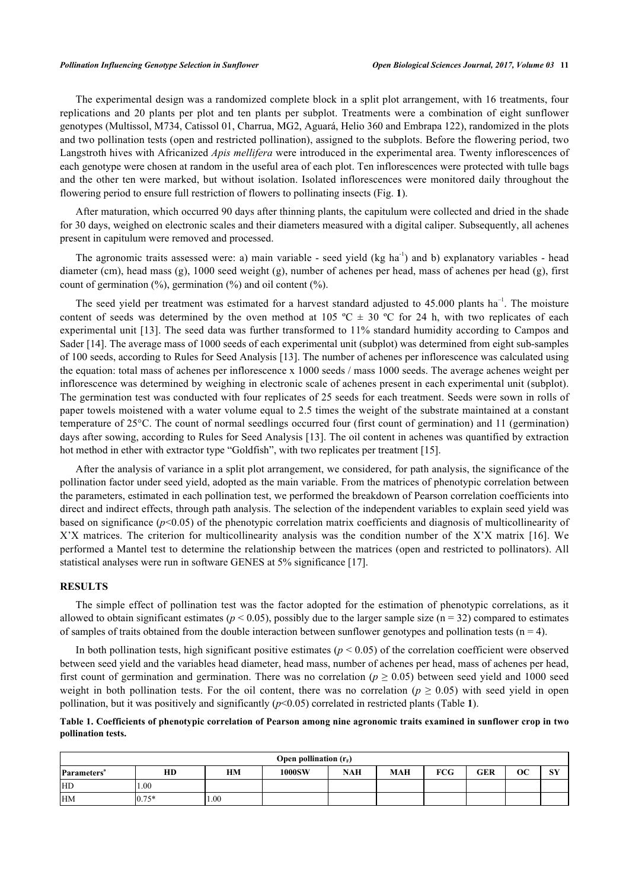The experimental design was a randomized complete block in a split plot arrangement, with 16 treatments, four replications and 20 plants per plot and ten plants per subplot. Treatments were a combination of eight sunflower genotypes (Multissol, M734, Catissol 01, Charrua, MG2, Aguará, Helio 360 and Embrapa 122), randomized in the plots and two pollination tests (open and restricted pollination), assigned to the subplots. Before the flowering period, two Langstroth hives with Africanized *Apis mellifera* were introduced in the experimental area. Twenty inflorescences of each genotype were chosen at random in the useful area of each plot. Ten inflorescences were protected with tulle bags and the other ten were marked, but without isolation. Isolated inflorescences were monitored daily throughout the flowering period to ensure full restriction of flowers to pollinating insects (Fig. **1**).

After maturation, which occurred 90 days after thinning plants, the capitulum were collected and dried in the shade for 30 days, weighed on electronic scales and their diameters measured with a digital caliper. Subsequently, all achenes present in capitulum were removed and processed.

The agronomic traits assessed were: a) main variable - seed yield (kg $ha^{-1}$) and b) explanatory variables - head diameter (cm), head mass (g), 1000 seed weight (g), number of achenes per head, mass of achenes per head (g), first count of germination (%), germination (%) and oil content (%).

The seed yield per treatment was estimated for a harvest standard adjusted to 45.000 plants $ha^{-1}$. The moisture content of seeds was determined by the oven method at 105 ºC ± 30 ºC for 24 h, with two replicates of each experimental unit [13]. The seed data was further transformed to 11% standard humidity according to Campos and Sader [14]. The average mass of 1000 seeds of each experimental unit (subplot) was determined from eight sub-samples of 100 seeds, according to Rules for Seed Analysis [13]. The number of achenes per inflorescence was calculated using the equation: total mass of achenes per inflorescence x 1000 seeds / mass 1000 seeds. The average achenes weight per inflorescence was determined by weighing in electronic scale of achenes present in each experimental unit (subplot). The germination test was conducted with four replicates of 25 seeds for each treatment. Seeds were sown in rolls of paper towels moistened with a water volume equal to 2.5 times the weight of the substrate maintained at a constant temperature of 25°C. The count of normal seedlings occurred four (first count of germination) and 11 (germination) days after sowing, according to Rules for Seed Analysis [13]. The oil content in achenes was quantified by extraction hot method in ether with extractor type "Goldfish", with two replicates per treatment [15].

After the analysis of variance in a split plot arrangement, we considered, for path analysis, the significance of the pollination factor under seed yield, adopted as the main variable. From the matrices of phenotypic correlation between the parameters, estimated in each pollination test, we performed the breakdown of Pearson correlation coefficients into direct and indirect effects, through path analysis. The selection of the independent variables to explain seed yield was based on significance ($p<0.05$) of the phenotypic correlation matrix coefficients and diagnosis of multicollinearity of X'X matrices. The criterion for multicollinearity analysis was the condition number of the X'X matrix [16]. We performed a Mantel test to determine the relationship between the matrices (open and restricted to pollinators). All statistical analyses were run in software GENES at 5% significance [17].

## RESULTS

The simple effect of pollination test was the factor adopted for the estimation of phenotypic correlations, as it allowed to obtain significant estimates ($p < 0.05$), possibly due to the larger sample size ($n = 32$) compared to estimates of samples of traits obtained from the double interaction between sunflower genotypes and pollination tests ($n = 4$).

In both pollination tests, high significant positive estimates ($p < 0.05$) of the correlation coefficient were observed between seed yield and the variables head diameter, head mass, number of achenes per head, mass of achenes per head, first count of germination and germination. There was no correlation ($p \geq 0.05$) between seed yield and 1000 seed weight in both pollination tests. For the oil content, there was no correlation ($p \geq 0.05$) with seed yield in open pollination, but it was positively and significantly ($p<0.05$) correlated in restricted plants (Table **1**).

**Table 1. Coefficients of phenotypic correlation of Pearson among nine agronomic traits examined in sunflower crop in two pollination tests.**

| Open pollination ($r_F$) | | | | | | | | | |
|---|---|---|---|---|---|---|---|---|---|
| Parameters[a] | HD | HM | 1000SW | NAH | MAH | FCG | GER | OC | SY |
| HD | 1.00 | | | | | | | | |
| HM | 0.75* | 1.00 | | | | | | | |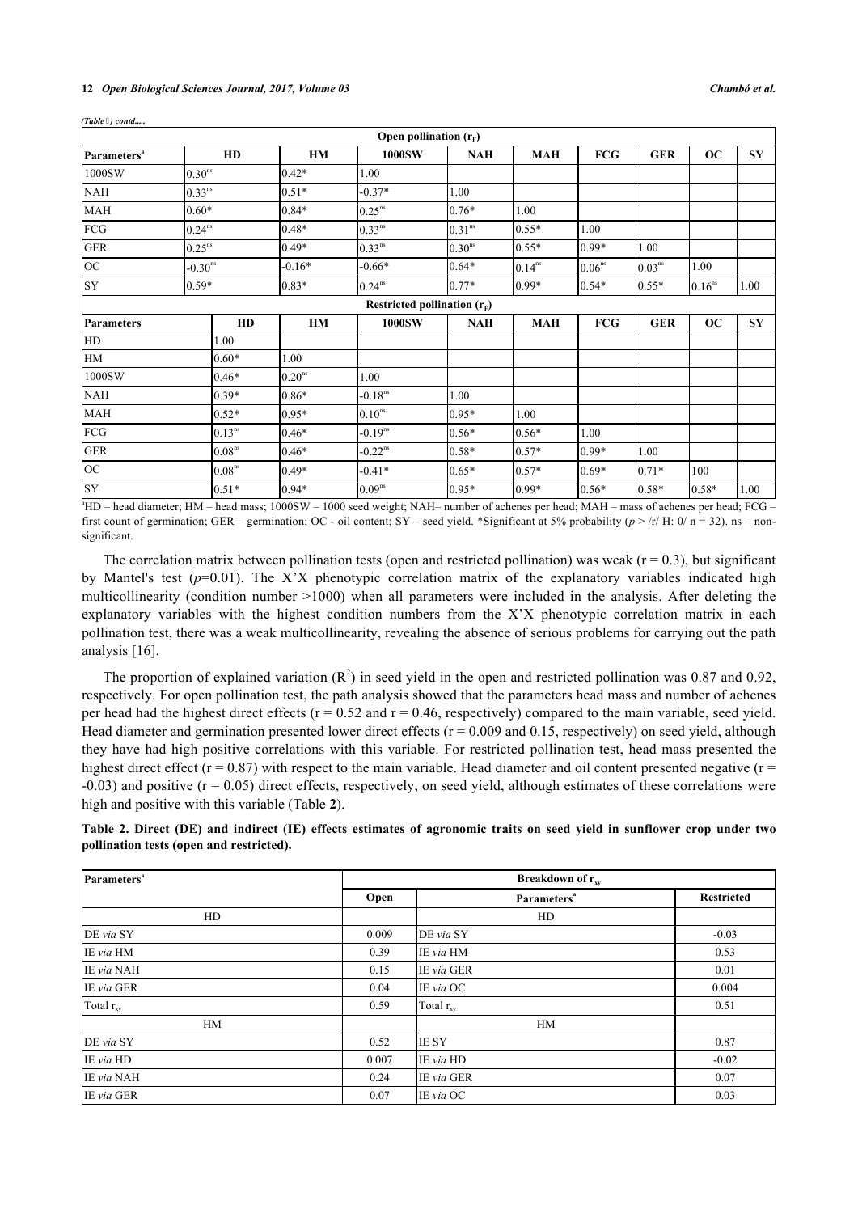*(Table 1) contd.....*

| Open pollination ($r_F$) | | | | | | | | | |
|---|---|---|---|---|---|---|---|---|---|
| **Parameters[a]** | **HD** | **HM** | **1000SW** | **NAH** | **MAH** | **FCG** | **GER** | **OC** | **SY** |
| 1000SW | 0.30[ns] | 0.42* | 1.00 | | | | | | |
| NAH | 0.33[ns] | 0.51* | -0.37* | 1.00 | | | | | |
| MAH | 0.60* | 0.84* | 0.25[ns] | 0.76* | 1.00 | | | | |
| FCG | 0.24[ns] | 0.48* | 0.33[ns] | 0.31[ns] | 0.55* | 1.00 | | | |
| GER | 0.25[ns] | 0.49* | 0.33[ns] | 0.30[ns] | 0.55* | 0.99* | 1.00 | | |
| OC | -0.30[ns] | -0.16* | -0.66* | 0.64* | 0.14[ns] | 0.06[ns] | 0.03[ns] | 1.00 | |
| SY | 0.59* | 0.83* | 0.24[ns] | 0.77* | 0.99* | 0.54* | 0.55* | 0.16[ns] | 1.00 |
| **Restricted pollination ($r_F$)** | | | | | | | | | |
| **Parameters** | **HD** | **HM** | **1000SW** | **NAH** | **MAH** | **FCG** | **GER** | **OC** | **SY** |
| HD | 1.00 | | | | | | | | |
| HM | 0.60* | 1.00 | | | | | | | |
| 1000SW | 0.46* | 0.20[ns] | 1.00 | | | | | | |
| NAH | 0.39* | 0.86* | -0.18[ns] | 1.00 | | | | | |
| MAH | 0.52* | 0.95* | 0.10[ns] | 0.95* | 1.00 | | | | |
| FCG | 0.13[ns] | 0.46* | -0.19[ns] | 0.56* | 0.56* | 1.00 | | | |
| GER | 0.08[ns] | 0.46* | -0.22[ns] | 0.58* | 0.57* | 0.99* | 1.00 | | |
| OC | 0.08[ns] | 0.49* | -0.41* | 0.65* | 0.57* | 0.69* | 0.71* | 100 | |
| SY | 0.51* | 0.94* | 0.09[ns] | 0.95* | 0.99* | 0.56* | 0.58* | 0.58* | 1.00 |

[a]HD – head diameter; HM – head mass; 1000SW – 1000 seed weight; NAH– number of achenes per head; MAH – mass of achenes per head; FCG – first count of germination; GER – germination; OC - oil content; SY – seed yield. *Significant at 5% probability ($p$ > /r/ H: 0/ n = 32). ns – non-significant.

The correlation matrix between pollination tests (open and restricted pollination) was weak (r = 0.3), but significant by Mantel's test ($p$=0.01). The X'X phenotypic correlation matrix of the explanatory variables indicated high multicollinearity (condition number >1000) when all parameters were included in the analysis. After deleting the explanatory variables with the highest condition numbers from the X'X phenotypic correlation matrix in each pollination test, there was a weak multicollinearity, revealing the absence of serious problems for carrying out the path analysis [16].

The proportion of explained variation ($R^2$) in seed yield in the open and restricted pollination was 0.87 and 0.92, respectively. For open pollination test, the path analysis showed that the parameters head mass and number of achenes per head had the highest direct effects (r = 0.52 and r = 0.46, respectively) compared to the main variable, seed yield. Head diameter and germination presented lower direct effects (r = 0.009 and 0.15, respectively) on seed yield, although they have had high positive correlations with this variable. For restricted pollination test, head mass presented the highest direct effect (r = 0.87) with respect to the main variable. Head diameter and oil content presented negative (r = -0.03) and positive (r = 0.05) direct effects, respectively, on seed yield, although estimates of these correlations were high and positive with this variable (Table **2**).

**Table 2. Direct (DE) and indirect (IE) effects estimates of agronomic traits on seed yield in sunflower crop under two pollination tests (open and restricted).**

| **Parameters[a]** | **Breakdown of $r_{xy}$** | | |
|---|---|---|---|
| | **Open** | **Parameters[a]** | **Restricted** |
| HD | | HD | |
| DE *via* SY | 0.009 | DE *via* SY | -0.03 |
| IE *via* HM | 0.39 | IE *via* HM | 0.53 |
| IE *via* NAH | 0.15 | IE *via* GER | 0.01 |
| IE *via* GER | 0.04 | IE *via* OC | 0.004 |
| Total $r_{xy}$ | 0.59 | Total $r_{xy}$ | 0.51 |
| HM | | HM | |
| DE *via* SY | 0.52 | IE SY | 0.87 |
| IE *via* HD | 0.007 | IE *via* HD | -0.02 |
| IE *via* NAH | 0.24 | IE *via* GER | 0.07 |
| IE *via* GER | 0.07 | IE *via* OC | 0.03 |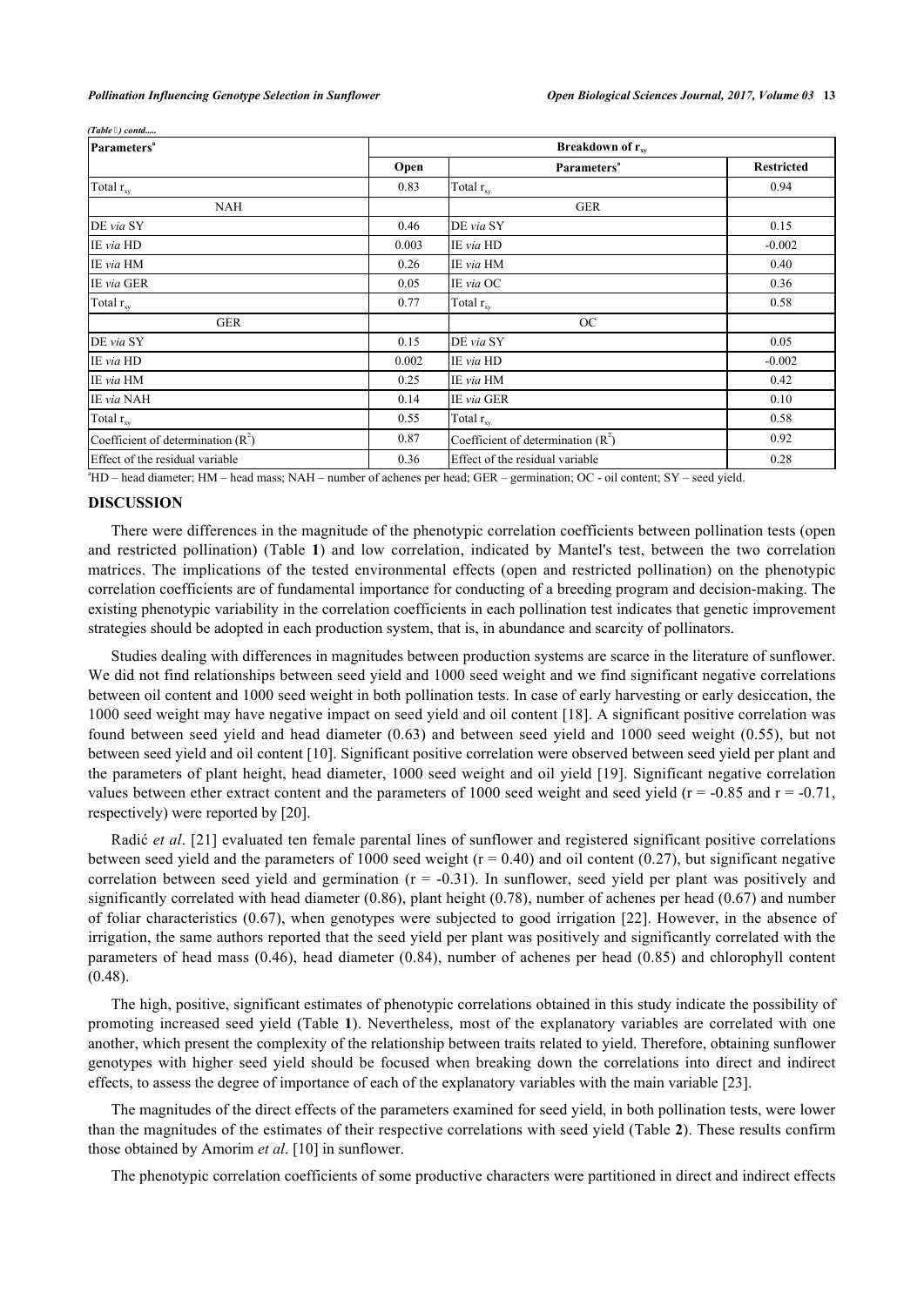*(Table ) contd.....*

| Parameters[a] | Breakdown of $r_{xy}$ | | |
|---|---|---|---|
| | Open | Parameters[a] | Restricted |
| Total $r_{xy}$ | 0.83 | Total $r_{xy}$ | 0.94 |
| NAH | | GER | |
| DE *via* SY | 0.46 | DE *via* SY | 0.15 |
| IE *via* HD | 0.003 | IE *via* HD | -0.002 |
| IE *via* HM | 0.26 | IE *via* HM | 0.40 |
| IE *via* GER | 0.05 | IE *via* OC | 0.36 |
| Total $r_{xy}$ | 0.77 | Total $r_{xy}$ | 0.58 |
| GER | | OC | |
| DE *via* SY | 0.15 | DE *via* SY | 0.05 |
| IE *via* HD | 0.002 | IE *via* HD | -0.002 |
| IE *via* HM | 0.25 | IE *via* HM | 0.42 |
| IE *via* NAH | 0.14 | IE *via* GER | 0.10 |
| Total $r_{xy}$ | 0.55 | Total $r_{xy}$ | 0.58 |
| Coefficient of determination ($R^2$) | 0.87 | Coefficient of determination ($R^2$) | 0.92 |
| Effect of the residual variable | 0.36 | Effect of the residual variable | 0.28 |

[a]HD – head diameter; HM – head mass; NAH – number of achenes per head; GER – germination; OC - oil content; SY – seed yield.

## DISCUSSION

There were differences in the magnitude of the phenotypic correlation coefficients between pollination tests (open and restricted pollination) (Table **1**) and low correlation, indicated by Mantel's test, between the two correlation matrices. The implications of the tested environmental effects (open and restricted pollination) on the phenotypic correlation coefficients are of fundamental importance for conducting of a breeding program and decision-making. The existing phenotypic variability in the correlation coefficients in each pollination test indicates that genetic improvement strategies should be adopted in each production system, that is, in abundance and scarcity of pollinators.

Studies dealing with differences in magnitudes between production systems are scarce in the literature of sunflower. We did not find relationships between seed yield and 1000 seed weight and we find significant negative correlations between oil content and 1000 seed weight in both pollination tests. In case of early harvesting or early desiccation, the 1000 seed weight may have negative impact on seed yield and oil content [18]. A significant positive correlation was found between seed yield and head diameter (0.63) and between seed yield and 1000 seed weight (0.55), but not between seed yield and oil content [10]. Significant positive correlation were observed between seed yield per plant and the parameters of plant height, head diameter, 1000 seed weight and oil yield [19]. Significant negative correlation values between ether extract content and the parameters of 1000 seed weight and seed yield ($r = -0.85$ and $r = -0.71$, respectively) were reported by [20].

Radić *et al*. [21] evaluated ten female parental lines of sunflower and registered significant positive correlations between seed yield and the parameters of 1000 seed weight ($r = 0.40$) and oil content (0.27), but significant negative correlation between seed yield and germination ($r = -0.31$). In sunflower, seed yield per plant was positively and significantly correlated with head diameter (0.86), plant height (0.78), number of achenes per head (0.67) and number of foliar characteristics (0.67), when genotypes were subjected to good irrigation [22]. However, in the absence of irrigation, the same authors reported that the seed yield per plant was positively and significantly correlated with the parameters of head mass (0.46), head diameter (0.84), number of achenes per head (0.85) and chlorophyll content (0.48).

The high, positive, significant estimates of phenotypic correlations obtained in this study indicate the possibility of promoting increased seed yield (Table **1**). Nevertheless, most of the explanatory variables are correlated with one another, which present the complexity of the relationship between traits related to yield. Therefore, obtaining sunflower genotypes with higher seed yield should be focused when breaking down the correlations into direct and indirect effects, to assess the degree of importance of each of the explanatory variables with the main variable [23].

The magnitudes of the direct effects of the parameters examined for seed yield, in both pollination tests, were lower than the magnitudes of the estimates of their respective correlations with seed yield (Table **2**). These results confirm those obtained by Amorim *et al*. [10] in sunflower.

The phenotypic correlation coefficients of some productive characters were partitioned in direct and indirect effects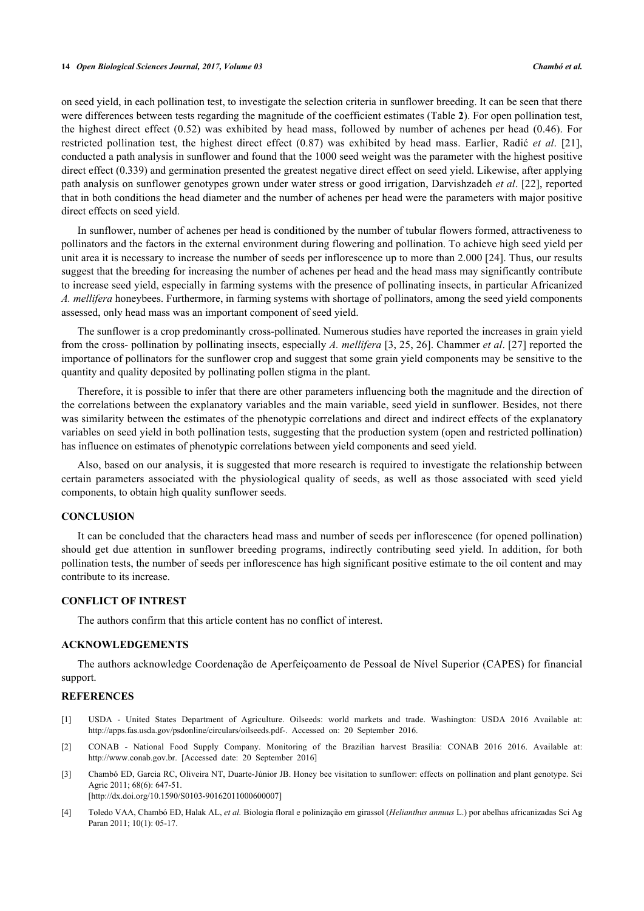on seed yield, in each pollination test, to investigate the selection criteria in sunflower breeding. It can be seen that there were differences between tests regarding the magnitude of the coefficient estimates (Table **2**). For open pollination test, the highest direct effect (0.52) was exhibited by head mass, followed by number of achenes per head (0.46). For restricted pollination test, the highest direct effect (0.87) was exhibited by head mass. Earlier, Radić *et al*. [21], conducted a path analysis in sunflower and found that the 1000 seed weight was the parameter with the highest positive direct effect (0.339) and germination presented the greatest negative direct effect on seed yield. Likewise, after applying path analysis on sunflower genotypes grown under water stress or good irrigation, Darvishzadeh *et al*. [22], reported that in both conditions the head diameter and the number of achenes per head were the parameters with major positive direct effects on seed yield.

In sunflower, number of achenes per head is conditioned by the number of tubular flowers formed, attractiveness to pollinators and the factors in the external environment during flowering and pollination. To achieve high seed yield per unit area it is necessary to increase the number of seeds per inflorescence up to more than 2.000 [24]. Thus, our results suggest that the breeding for increasing the number of achenes per head and the head mass may significantly contribute to increase seed yield, especially in farming systems with the presence of pollinating insects, in particular Africanized *A. mellifera* honeybees. Furthermore, in farming systems with shortage of pollinators, among the seed yield components assessed, only head mass was an important component of seed yield.

The sunflower is a crop predominantly cross-pollinated. Numerous studies have reported the increases in grain yield from the cross- pollination by pollinating insects, especially *A. mellifera* [3, 25, 26]. Chammer *et al*. [27] reported the importance of pollinators for the sunflower crop and suggest that some grain yield components may be sensitive to the quantity and quality deposited by pollinating pollen stigma in the plant.

Therefore, it is possible to infer that there are other parameters influencing both the magnitude and the direction of the correlations between the explanatory variables and the main variable, seed yield in sunflower. Besides, not there was similarity between the estimates of the phenotypic correlations and direct and indirect effects of the explanatory variables on seed yield in both pollination tests, suggesting that the production system (open and restricted pollination) has influence on estimates of phenotypic correlations between yield components and seed yield.

Also, based on our analysis, it is suggested that more research is required to investigate the relationship between certain parameters associated with the physiological quality of seeds, as well as those associated with seed yield components, to obtain high quality sunflower seeds.

## CONCLUSION

It can be concluded that the characters head mass and number of seeds per inflorescence (for opened pollination) should get due attention in sunflower breeding programs, indirectly contributing seed yield. In addition, for both pollination tests, the number of seeds per inflorescence has high significant positive estimate to the oil content and may contribute to its increase.

## CONFLICT OF INTEREST

The authors confirm that this article content has no conflict of interest.

## ACKNOWLEDGEMENTS

The authors acknowledge Coordenação de Aperfeiçoamento de Pessoal de Nível Superior (CAPES) for financial support.

## REFERENCES

[1] USDA - United States Department of Agriculture. Oilseeds: world markets and trade. Washington: USDA 2016 Available at: http://apps.fas.usda.gov/psdonline/circulars/oilseeds.pdf-. Accessed on: 20 September 2016.

[2] CONAB - National Food Supply Company. Monitoring of the Brazilian harvest Brasília: CONAB 2016 2016. Available at: http://www.conab.gov.br. [Accessed date: 20 September 2016]

[3] Chambó ED, Garcia RC, Oliveira NT, Duarte-Júnior JB. Honey bee visitation to sunflower: effects on pollination and plant genotype. Sci Agric 2011; 68(6): 647-51. [http://dx.doi.org/10.1590/S0103-90162011000600007]

[4] Toledo VAA, Chambó ED, Halak AL, *et al.* Biologia floral e polinização em girassol (*Helianthus annuus* L.) por abelhas africanizadas Sci Ag Paran 2011; 10(1): 05-17.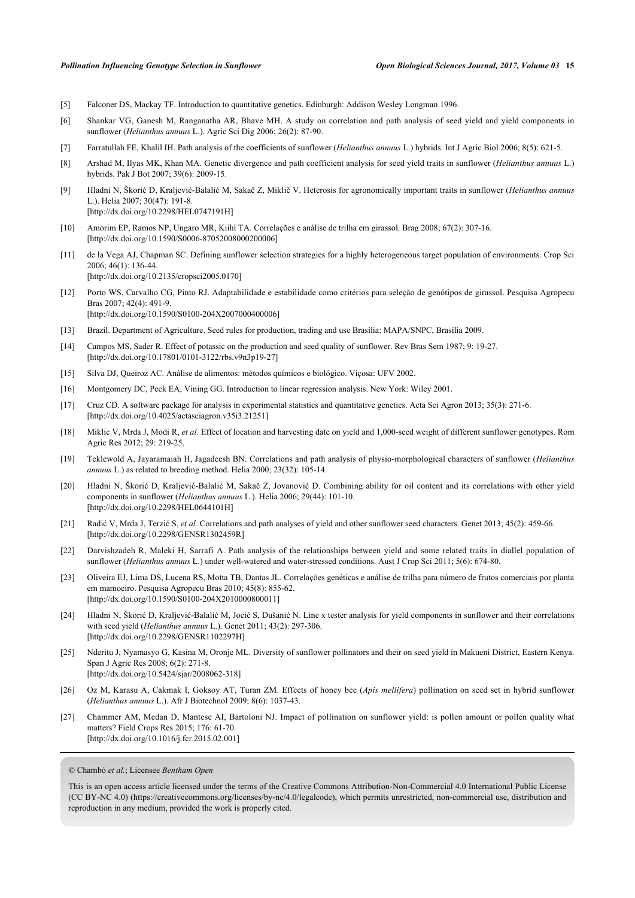[5] Falconer DS, Mackay TF. Introduction to quantitative genetics. Edinburgh: Addison Wesley Longman 1996.

[6] Shankar VG, Ganesh M, Ranganatha AR, Bhave MH. A study on correlation and path analysis of seed yield and yield components in sunflower (*Helianthus annuus* L.). Agric Sci Dig 2006; 26(2): 87-90.

[7] Farratullah FE, Khalil IH. Path analysis of the coefficients of sunflower (*Helianthus annuus* L.) hybrids. Int J Agric Biol 2006; 8(5): 621-5.

[8] Arshad M, Ilyas MK, Khan MA. Genetic divergence and path coefficient analysis for seed yield traits in sunflower (*Helianthus annuus* L.) hybrids. Pak J Bot 2007; 39(6): 2009-15.

[9] Hladni N, Škorić D, Kraljević-Balalić M, Sakač Z, Miklič V. Heterosis for agronomically important traits in sunflower (*Helianthus annuus* L.). Helia 2007; 30(47): 191-8.
[http://dx.doi.org/10.2298/HEL0747191H]

[10] Amorim EP, Ramos NP, Ungaro MR, Kiihl TA. Correlações e análise de trilha em girassol. Brag 2008; 67(2): 307-16.
[http://dx.doi.org/10.1590/S0006-87052008000200006]

[11] de la Vega AJ, Chapman SC. Defining sunflower selection strategies for a highly heterogeneous target population of environments. Crop Sci 2006; 46(1): 136-44.
[http://dx.doi.org/10.2135/cropsci2005.0170]

[12] Porto WS, Carvalho CG, Pinto RJ. Adaptabilidade e estabilidade como critérios para seleção de genótipos de girassol. Pesquisa Agropecu Bras 2007; 42(4): 491-9.
[http://dx.doi.org/10.1590/S0100-204X2007000400006]

[13] Brazil. Department of Agriculture. Seed rules for production, trading and use Brasília: MAPA/SNPC, Brasília 2009.

[14] Campos MS, Sader R. Effect of potassic on the production and seed quality of sunflower. Rev Bras Sem 1987; 9: 19-27.
[http://dx.doi.org/10.17801/0101-3122/rbs.v9n3p19-27]

[15] Silva DJ, Queiroz AC. Análise de alimentos: métodos químicos e biológico. Viçosa: UFV 2002.

[16] Montgomery DC, Peck EA, Vining GG. Introduction to linear regression analysis. New York: Wiley 2001.

[17] Cruz CD. A software package for analysis in experimental statistics and quantitative genetics. Acta Sci Agron 2013; 35(3): 271-6.
[http://dx.doi.org/10.4025/actasciagron.v35i3.21251]

[18] Miklic V, Mrda J, Modi R, *et al.* Effect of location and harvesting date on yield and 1,000-seed weight of different sunflower genotypes. Rom Agric Res 2012; 29: 219-25.

[19] Teklewold A, Jayaramaiah H, Jagadeesh BN. Correlations and path analysis of physio-morphological characters of sunflower (*Helianthus annuus* L.) as related to breeding method. Helia 2000; 23(32): 105-14.

[20] Hladni N, Škorić D, Kraljević-Balalić M, Sakač Z, Jovanović D. Combining ability for oil content and its correlations with other yield components in sunflower (*Helianthus annuus* L.). Helia 2006; 29(44): 101-10.
[http://dx.doi.org/10.2298/HEL0644101H]

[21] Radić V, Mrda J, Terzić S, *et al.* Correlations and path analyses of yield and other sunflower seed characters. Genet 2013; 45(2): 459-66.
[http://dx.doi.org/10.2298/GENSR1302459R]

[22] Darvishzadeh R, Maleki H, Sarrafi A. Path analysis of the relationships between yield and some related traits in diallel population of sunflower (*Helianthus annuus* L.) under well-watered and water-stressed conditions. Aust J Crop Sci 2011; 5(6): 674-80.

[23] Oliveira EJ, Lima DS, Lucena RS, Motta TB, Dantas JL. Correlações genéticas e análise de trilha para número de frutos comerciais por planta em mamoeiro. Pesquisa Agropecu Bras 2010; 45(8): 855-62.
[http://dx.doi.org/10.1590/S0100-204X2010000800011]

[24] Hladni N, Škorić D, Kraljević-Balalić M, Jocić S, Dušanić N. Line x tester analysis for yield components in sunflower and their correlations with seed yield (*Helianthus annuus* L.). Genet 2011; 43(2): 297-306.
[http://dx.doi.org/10.2298/GENSR1102297H]

[25] Nderitu J, Nyamasyo G, Kasina M, Oronje ML. Diversity of sunflower pollinators and their on seed yield in Makueni District, Eastern Kenya. Span J Agric Res 2008; 6(2): 271-8.
[http://dx.doi.org/10.5424/sjar/2008062-318]

[26] Oz M, Karasu A, Cakmak I, Goksoy AT, Turan ZM. Effects of honey bee (*Apis mellifera*) pollination on seed set in hybrid sunflower (*Helianthus annuus* L.). Afr J Biotechnol 2009; 8(6): 1037-43.

[27] Chammer AM, Medan D, Mantese AI, Bartoloni NJ. Impact of pollination on sunflower yield: is pollen amount or pollen quality what matters? Field Crops Res 2015; 176: 61-70.
[http://dx.doi.org/10.1016/j.fcr.2015.02.001]

© Chambó *et al.*; Licensee *Bentham Open*

This is an open access article licensed under the terms of the Creative Commons Attribution-Non-Commercial 4.0 International Public License (CC BY-NC 4.0) (https://creativecommons.org/licenses/by-nc/4.0/legalcode), which permits unrestricted, non-commercial use, distribution and reproduction in any medium, provided the work is properly cited.